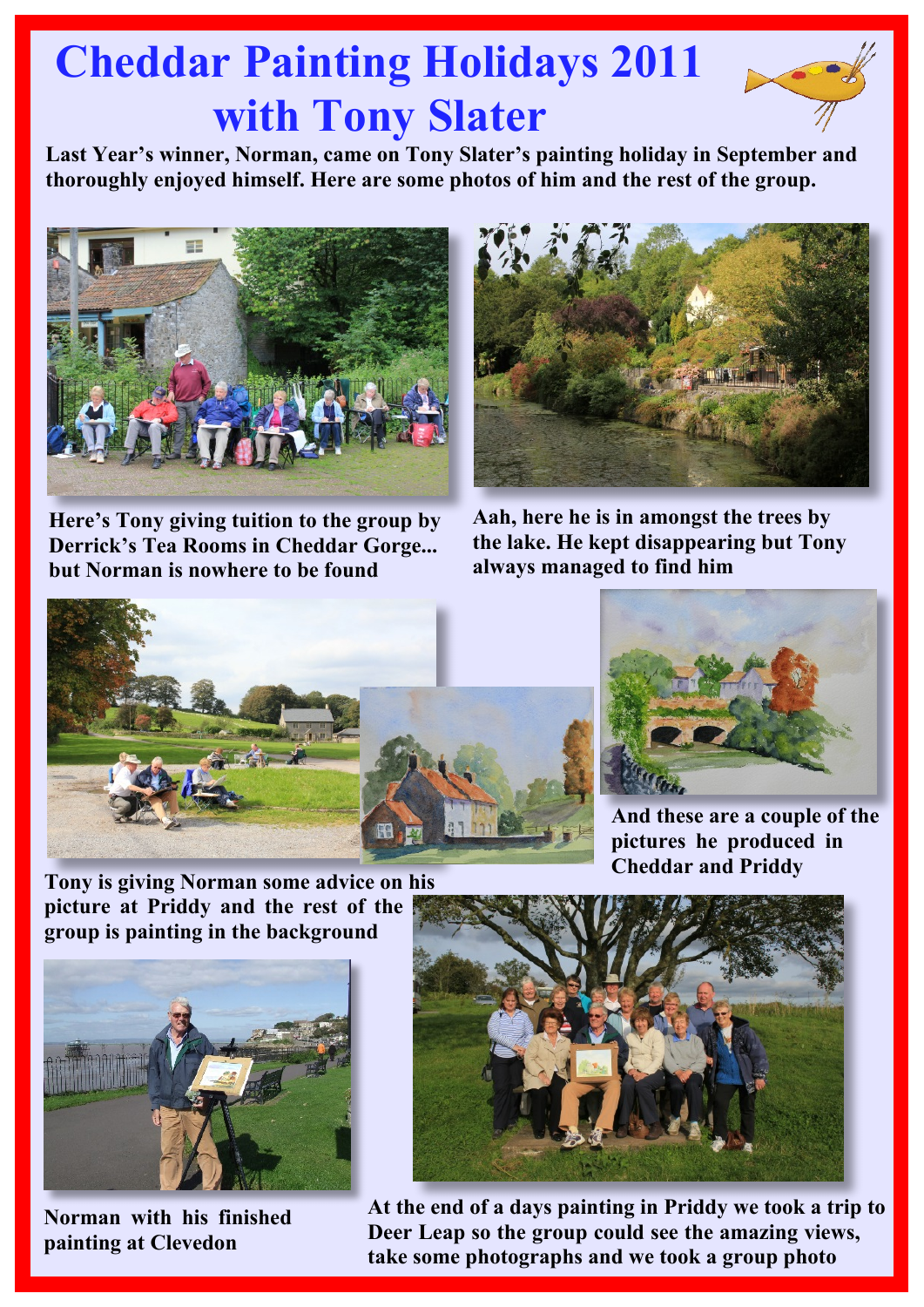# Cheddar Painting Holidays 2011 with Tony Slater

**Last Year's winner, Norman, came on Tony Slater's painting holiday in September and thoroughly enjoyed himself. Here are some photos of him and the rest of the group.**

**Here's Tony giving tuition to the group by Derrick's Tea Rooms in Cheddar Gorge... but Norman is nowhere to be found**

**Aah, here he is in amongst the trees by the lake. He kept disappearing but Tony always managed to find him**

**And these are a couple of the pictures he produced in Cheddar and Priddy**

**Tony is giving Norman some advice on his picture at Priddy and the rest of the group is painting in the background**

**Norman with his finished painting at Clevedon**

**At the end of a days painting in Priddy we took a trip to Deer Leap so the group could see the amazing views, take some photographs and we took a group photo**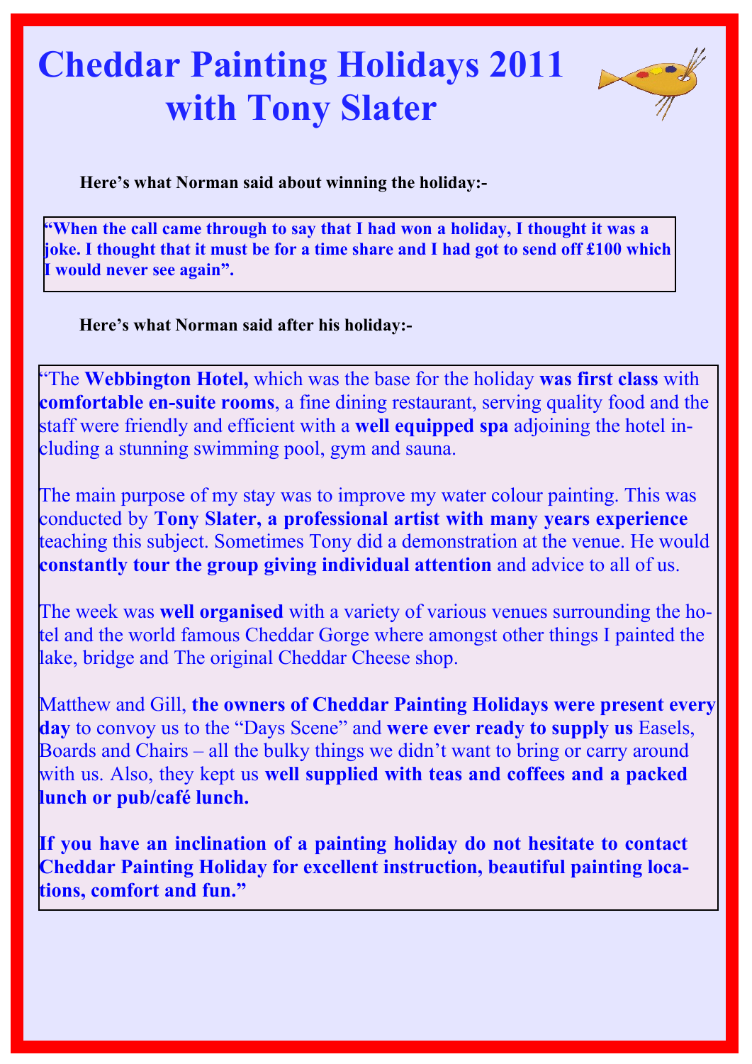# Cheddar Painting Holidays 2011 with Tony Slater

**Here's what Norman said about winning the holiday:-**

**"When the call came through to say that I had won a holiday, I thought it was a joke. I thought that it must be for a time share and I had got to send off £100 which I would never see again".**

**Here's what Norman said after his holiday:-**

"The **Webbington Hotel,** which was the base for the holiday **was first class** with **comfortable en-suite rooms**, a fine dining restaurant, serving quality food and the staff were friendly and efficient with a **well equipped spa** adjoining the hotel including a stunning swimming pool, gym and sauna.

The main purpose of my stay was to improve my water colour painting. This was conducted by **Tony Slater, a professional artist with many years experience** teaching this subject. Sometimes Tony did a demonstration at the venue. He would **constantly tour the group giving individual attention** and advice to all of us.

The week was **well organised** with a variety of various venues surrounding the hotel and the world famous Cheddar Gorge where amongst other things I painted the lake, bridge and The original Cheddar Cheese shop.

Matthew and Gill, **the owners of Cheddar Painting Holidays were present every day** to convoy us to the "Days Scene" and **were ever ready to supply us** Easels, Boards and Chairs – all the bulky things we didn't want to bring or carry around with us. Also, they kept us **well supplied with teas and coffees and a packed lunch or pub/café lunch.**

**If you have an inclination of a painting holiday do not hesitate to contact Cheddar Painting Holiday for excellent instruction, beautiful painting locations, comfort and fun."**